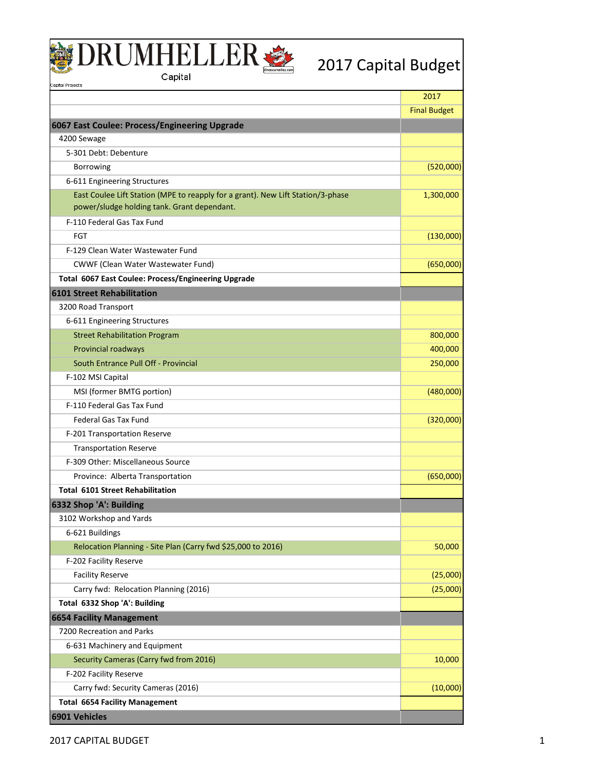# DRUMHELLER

Capital

Capital Projects

# 2017 Capital Budget

| | 2017 Final Budget |
|---|---|
| **6067 East Coulee: Process/Engineering Upgrade** | |
| 4200 Sewage | |
| 5-301 Debt: Debenture | |
| Borrowing | (520,000) |
| 6-611 Engineering Structures | |
| East Coulee Lift Station (MPE to reapply for a grant). New Lift Station/3-phase power/sludge holding tank. Grant dependant. | 1,300,000 |
| F-110 Federal Gas Tax Fund | |
| FGT | (130,000) |
| F-129 Clean Water Wastewater Fund | |
| CWWF (Clean Water Wastewater Fund) | (650,000) |
| **Total 6067 East Coulee: Process/Engineering Upgrade** | |
| **6101 Street Rehabilitation** | |
| 3200 Road Transport | |
| 6-611 Engineering Structures | |
| Street Rehabilitation Program | 800,000 |
| Provincial roadways | 400,000 |
| South Entrance Pull Off - Provincial | 250,000 |
| F-102 MSI Capital | |
| MSI (former BMTG portion) | (480,000) |
| F-110 Federal Gas Tax Fund | |
| Federal Gas Tax Fund | (320,000) |
| F-201 Transportation Reserve | |
| Transportation Reserve | |
| F-309 Other: Miscellaneous Source | |
| Province: Alberta Transportation | (650,000) |
| **Total 6101 Street Rehabilitation** | |
| **6332 Shop 'A': Building** | |
| 3102 Workshop and Yards | |
| 6-621 Buildings | |
| Relocation Planning - Site Plan (Carry fwd $25,000 to 2016) | 50,000 |
| F-202 Facility Reserve | |
| Facility Reserve | (25,000) |
| Carry fwd: Relocation Planning (2016) | (25,000) |
| **Total 6332 Shop 'A': Building** | |
| **6654 Facility Management** | |
| 7200 Recreation and Parks | |
| 6-631 Machinery and Equipment | |
| Security Cameras (Carry fwd from 2016) | 10,000 |
| F-202 Facility Reserve | |
| Carry fwd: Security Cameras (2016) | (10,000) |
| **Total 6654 Facility Management** | |
| **6901 Vehicles** | |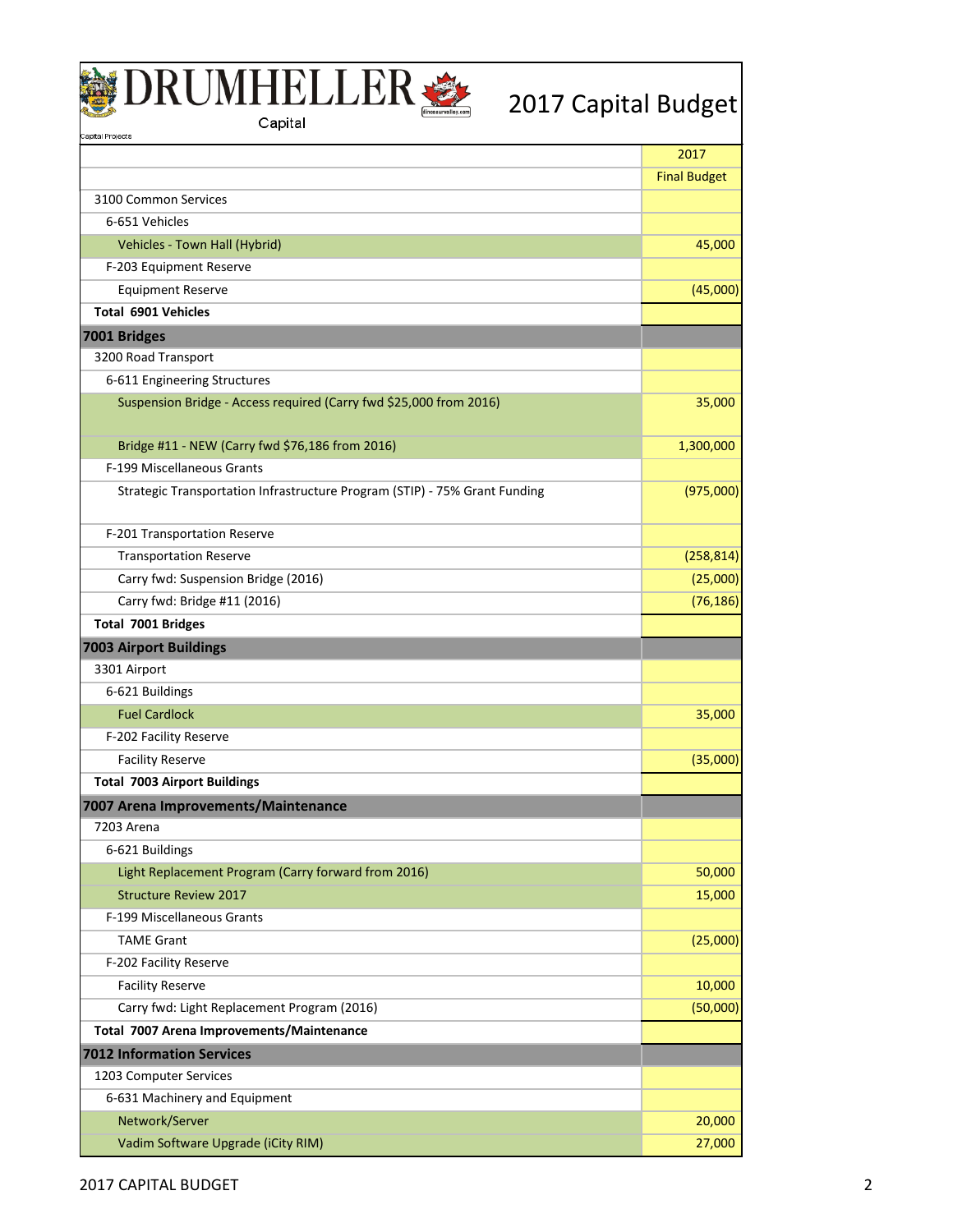# DRUMHELLER

Capital

Capital Projects

# 2017 Capital Budget

| | 2017 |
|---|---|
| | Final Budget |
| 3100 Common Services | |
| 6-651 Vehicles | |
| Vehicles - Town Hall (Hybrid) | 45,000 |
| F-203 Equipment Reserve | |
| Equipment Reserve | (45,000) |
| **Total 6901 Vehicles** | |
| **7001 Bridges** | |
| 3200 Road Transport | |
| 6-611 Engineering Structures | |
| Suspension Bridge - Access required (Carry fwd $25,000 from 2016) | 35,000 |
| Bridge #11 - NEW (Carry fwd $76,186 from 2016) | 1,300,000 |
| F-199 Miscellaneous Grants | |
| Strategic Transportation Infrastructure Program (STIP) - 75% Grant Funding | (975,000) |
| F-201 Transportation Reserve | |
| Transportation Reserve | (258,814) |
| Carry fwd: Suspension Bridge (2016) | (25,000) |
| Carry fwd: Bridge #11 (2016) | (76,186) |
| **Total 7001 Bridges** | |
| **7003 Airport Buildings** | |
| 3301 Airport | |
| 6-621 Buildings | |
| Fuel Cardlock | 35,000 |
| F-202 Facility Reserve | |
| Facility Reserve | (35,000) |
| **Total 7003 Airport Buildings** | |
| **7007 Arena Improvements/Maintenance** | |
| 7203 Arena | |
| 6-621 Buildings | |
| Light Replacement Program (Carry forward from 2016) | 50,000 |
| Structure Review 2017 | 15,000 |
| F-199 Miscellaneous Grants | |
| TAME Grant | (25,000) |
| F-202 Facility Reserve | |
| Facility Reserve | 10,000 |
| Carry fwd: Light Replacement Program (2016) | (50,000) |
| **Total 7007 Arena Improvements/Maintenance** | |
| **7012 Information Services** | |
| 1203 Computer Services | |
| 6-631 Machinery and Equipment | |
| Network/Server | 20,000 |
| Vadim Software Upgrade (iCity RIM) | 27,000 |

2017 CAPITAL BUDGET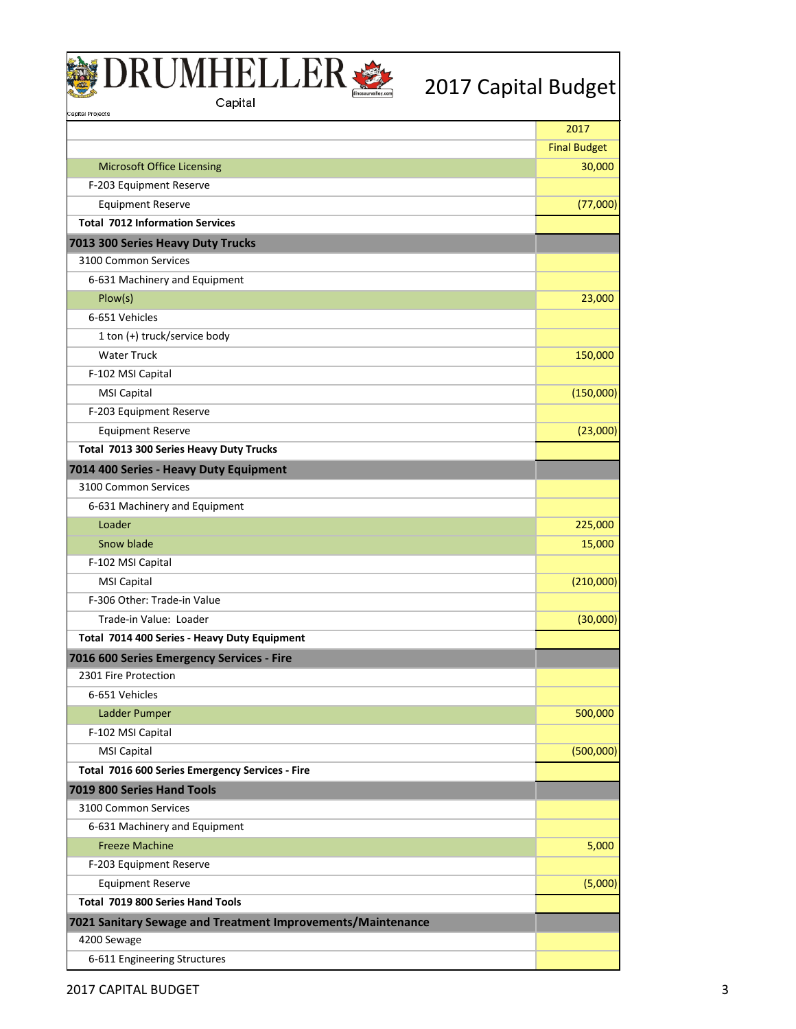# DRUMHELLER

Capital

Capital Projects

# 2017 Capital Budget

| | 2017 |
|---|---|
| | Final Budget |
| Microsoft Office Licensing | 30,000 |
| F-203 Equipment Reserve | |
| Equipment Reserve | (77,000) |
| **Total 7012 Information Services** | |
| **7013 300 Series Heavy Duty Trucks** | |
| 3100 Common Services | |
| 6-631 Machinery and Equipment | |
| Plow(s) | 23,000 |
| 6-651 Vehicles | |
| 1 ton (+) truck/service body | |
| Water Truck | 150,000 |
| F-102 MSI Capital | |
| MSI Capital | (150,000) |
| F-203 Equipment Reserve | |
| Equipment Reserve | (23,000) |
| **Total 7013 300 Series Heavy Duty Trucks** | |
| **7014 400 Series - Heavy Duty Equipment** | |
| 3100 Common Services | |
| 6-631 Machinery and Equipment | |
| Loader | 225,000 |
| Snow blade | 15,000 |
| F-102 MSI Capital | |
| MSI Capital | (210,000) |
| F-306 Other: Trade-in Value | |
| Trade-in Value: Loader | (30,000) |
| **Total 7014 400 Series - Heavy Duty Equipment** | |
| **7016 600 Series Emergency Services - Fire** | |
| 2301 Fire Protection | |
| 6-651 Vehicles | |
| Ladder Pumper | 500,000 |
| F-102 MSI Capital | |
| MSI Capital | (500,000) |
| **Total 7016 600 Series Emergency Services - Fire** | |
| **7019 800 Series Hand Tools** | |
| 3100 Common Services | |
| 6-631 Machinery and Equipment | |
| Freeze Machine | 5,000 |
| F-203 Equipment Reserve | |
| Equipment Reserve | (5,000) |
| **Total 7019 800 Series Hand Tools** | |
| **7021 Sanitary Sewage and Treatment Improvements/Maintenance** | |
| 4200 Sewage | |
| 6-611 Engineering Structures | |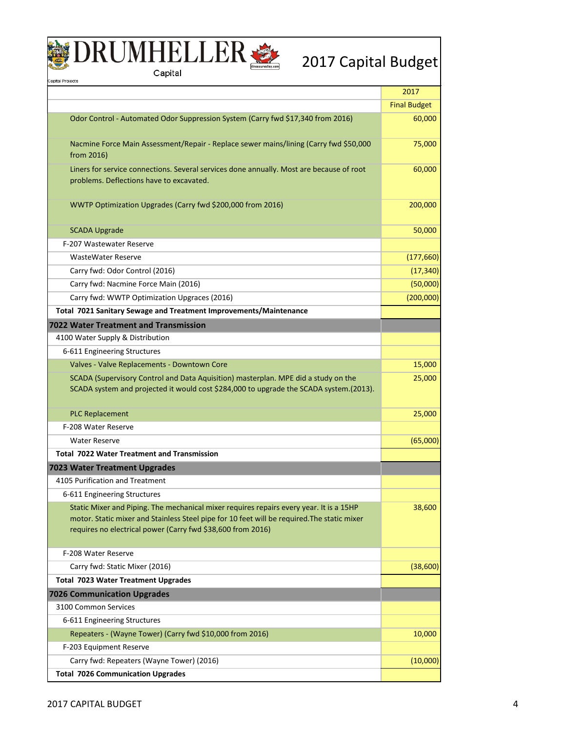# DRUMHELLER

Capital

Capital Projects

## 2017 Capital Budget

| | 2017 |
|---|---|
| | Final Budget |
| Odor Control - Automated Odor Suppression System (Carry fwd $17,340 from 2016) | 60,000 |
| Nacmine Force Main Assessment/Repair - Replace sewer mains/lining (Carry fwd $50,000 from 2016) | 75,000 |
| Liners for service connections. Several services done annually. Most are because of root problems. Deflections have to excavated. | 60,000 |
| WWTP Optimization Upgrades (Carry fwd $200,000 from 2016) | 200,000 |
| SCADA Upgrade | 50,000 |
| F-207 Wastewater Reserve | |
| WasteWater Reserve | (177,660) |
| Carry fwd: Odor Control (2016) | (17,340) |
| Carry fwd: Nacmine Force Main (2016) | (50,000) |
| Carry fwd: WWTP Optimization Upgraces (2016) | (200,000) |
| **Total 7021 Sanitary Sewage and Treatment Improvements/Maintenance** | |
| **7022 Water Treatment and Transmission** | |
| 4100 Water Supply & Distribution | |
| 6-611 Engineering Structures | |
| Valves - Valve Replacements - Downtown Core | 15,000 |
| SCADA (Supervisory Control and Data Aquisition) masterplan. MPE did a study on the SCADA system and projected it would cost $284,000 to upgrade the SCADA system.(2013). | 25,000 |
| PLC Replacement | 25,000 |
| F-208 Water Reserve | |
| Water Reserve | (65,000) |
| **Total 7022 Water Treatment and Transmission** | |
| **7023 Water Treatment Upgrades** | |
| 4105 Purification and Treatment | |
| 6-611 Engineering Structures | |
| Static Mixer and Piping. The mechanical mixer requires repairs every year. It is a 15HP motor. Static mixer and Stainless Steel pipe for 10 feet will be required.The static mixer requires no electrical power (Carry fwd $38,600 from 2016) | 38,600 |
| F-208 Water Reserve | |
| Carry fwd: Static Mixer (2016) | (38,600) |
| **Total 7023 Water Treatment Upgrades** | |
| **7026 Communication Upgrades** | |
| 3100 Common Services | |
| 6-611 Engineering Structures | |
| Repeaters - (Wayne Tower) (Carry fwd $10,000 from 2016) | 10,000 |
| F-203 Equipment Reserve | |
| Carry fwd: Repeaters (Wayne Tower) (2016) | (10,000) |
| **Total 7026 Communication Upgrades** | |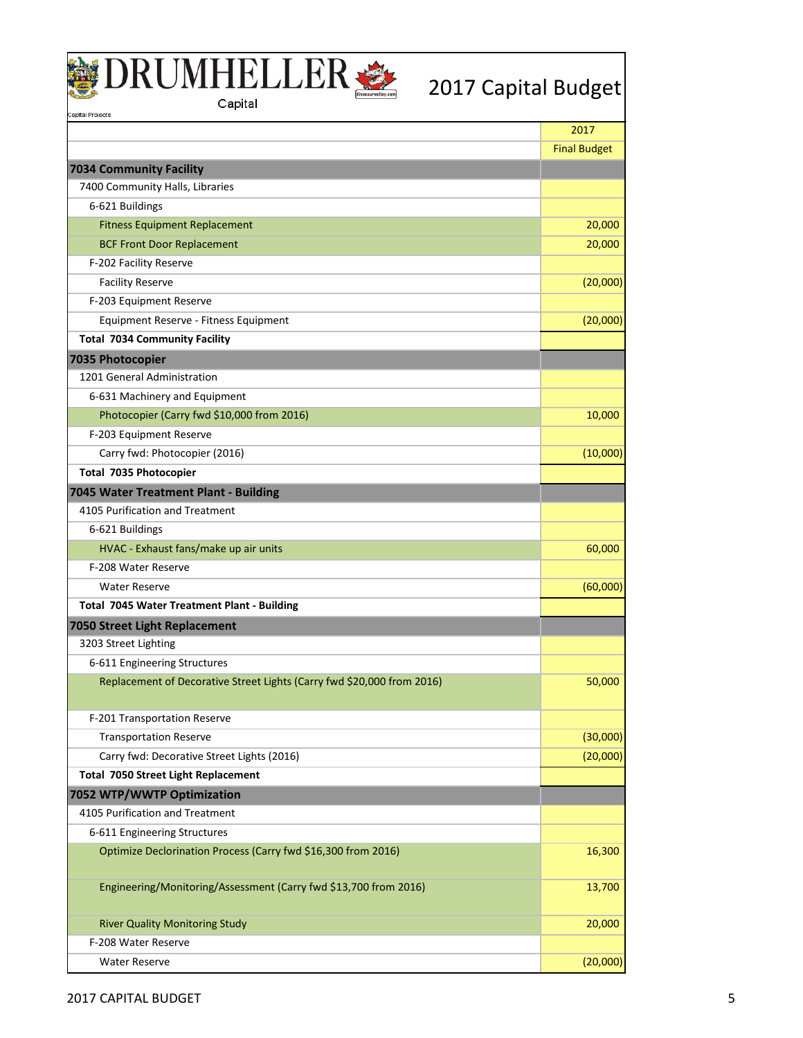# DRUMHELLER

Capital

Capital Projects

## 2017 Capital Budget

| | 2017 Final Budget |
|---|---|
| **7034 Community Facility** | |
| 7400 Community Halls, Libraries | |
| 6-621 Buildings | |
| Fitness Equipment Replacement | 20,000 |
| BCF Front Door Replacement | 20,000 |
| F-202 Facility Reserve | |
| Facility Reserve | (20,000) |
| F-203 Equipment Reserve | |
| Equipment Reserve - Fitness Equipment | (20,000) |
| **Total 7034 Community Facility** | |
| **7035 Photocopier** | |
| 1201 General Administration | |
| 6-631 Machinery and Equipment | |
| Photocopier (Carry fwd $10,000 from 2016) | 10,000 |
| F-203 Equipment Reserve | |
| Carry fwd: Photocopier (2016) | (10,000) |
| **Total 7035 Photocopier** | |
| **7045 Water Treatment Plant - Building** | |
| 4105 Purification and Treatment | |
| 6-621 Buildings | |
| HVAC - Exhaust fans/make up air units | 60,000 |
| F-208 Water Reserve | |
| Water Reserve | (60,000) |
| **Total 7045 Water Treatment Plant - Building** | |
| **7050 Street Light Replacement** | |
| 3203 Street Lighting | |
| 6-611 Engineering Structures | |
| Replacement of Decorative Street Lights (Carry fwd $20,000 from 2016) | 50,000 |
| F-201 Transportation Reserve | |
| Transportation Reserve | (30,000) |
| Carry fwd: Decorative Street Lights (2016) | (20,000) |
| **Total 7050 Street Light Replacement** | |
| **7052 WTP/WWTP Optimization** | |
| 4105 Purification and Treatment | |
| 6-611 Engineering Structures | |
| Optimize Declorination Process (Carry fwd $16,300 from 2016) | 16,300 |
| Engineering/Monitoring/Assessment (Carry fwd $13,700 from 2016) | 13,700 |
| River Quality Monitoring Study | 20,000 |
| F-208 Water Reserve | |
| Water Reserve | (20,000) |

2017 CAPITAL BUDGET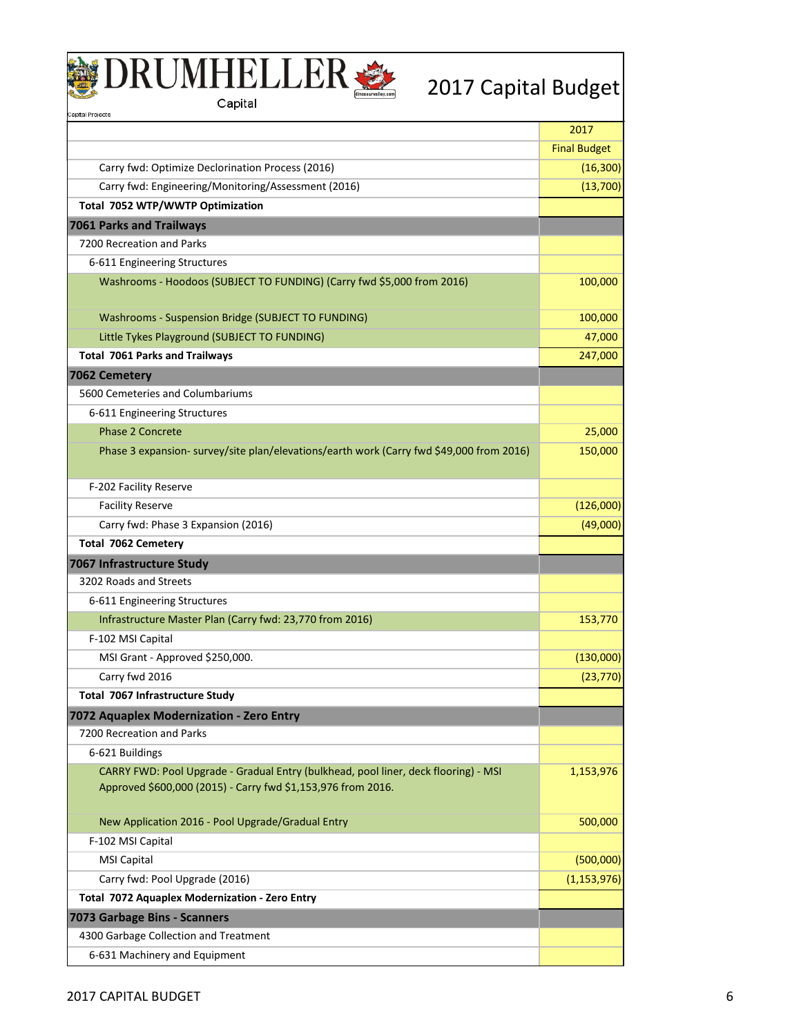# DRUMHELLER

Capital

Capital Projects

# 2017 Capital Budget

| | 2017 |
|---|---|
| | Final Budget |
| Carry fwd: Optimize Declorination Process (2016) | (16,300) |
| Carry fwd: Engineering/Monitoring/Assessment (2016) | (13,700) |
| **Total 7052 WTP/WWTP Optimization** | |
| **7061 Parks and Trailways** | |
| 7200 Recreation and Parks | |
| 6-611 Engineering Structures | |
| Washrooms - Hoodoos (SUBJECT TO FUNDING) (Carry fwd $5,000 from 2016) | 100,000 |
| Washrooms - Suspension Bridge (SUBJECT TO FUNDING) | 100,000 |
| Little Tykes Playground (SUBJECT TO FUNDING) | 47,000 |
| **Total 7061 Parks and Trailways** | 247,000 |
| **7062 Cemetery** | |
| 5600 Cemeteries and Columbariums | |
| 6-611 Engineering Structures | |
| Phase 2 Concrete | 25,000 |
| Phase 3 expansion- survey/site plan/elevations/earth work (Carry fwd $49,000 from 2016) | 150,000 |
| F-202 Facility Reserve | |
| Facility Reserve | (126,000) |
| Carry fwd: Phase 3 Expansion (2016) | (49,000) |
| **Total 7062 Cemetery** | |
| **7067 Infrastructure Study** | |
| 3202 Roads and Streets | |
| 6-611 Engineering Structures | |
| Infrastructure Master Plan (Carry fwd: 23,770 from 2016) | 153,770 |
| F-102 MSI Capital | |
| MSI Grant - Approved $250,000. | (130,000) |
| Carry fwd 2016 | (23,770) |
| **Total 7067 Infrastructure Study** | |
| **7072 Aquaplex Modernization - Zero Entry** | |
| 7200 Recreation and Parks | |
| 6-621 Buildings | |
| CARRY FWD: Pool Upgrade - Gradual Entry (bulkhead, pool liner, deck flooring) - MSI Approved $600,000 (2015) - Carry fwd $1,153,976 from 2016. | 1,153,976 |
| New Application 2016 - Pool Upgrade/Gradual Entry | 500,000 |
| F-102 MSI Capital | |
| MSI Capital | (500,000) |
| Carry fwd: Pool Upgrade (2016) | (1,153,976) |
| **Total 7072 Aquaplex Modernization - Zero Entry** | |
| **7073 Garbage Bins - Scanners** | |
| 4300 Garbage Collection and Treatment | |
| 6-631 Machinery and Equipment | |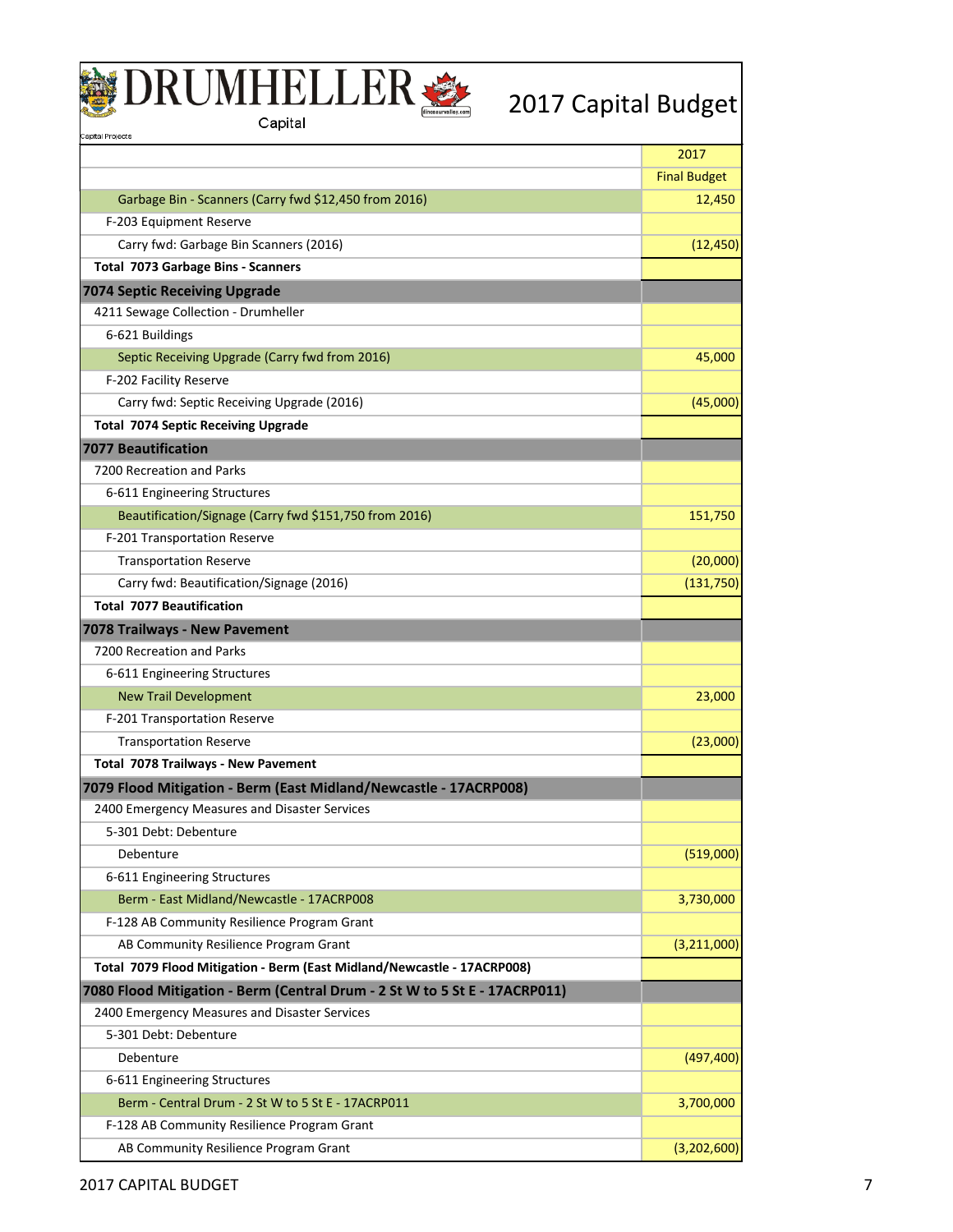# DRUMHELLER

Capital

Capital Projects

## 2017 Capital Budget

| | 2017 |
|---|---|
| | Final Budget |
| Garbage Bin - Scanners (Carry fwd $12,450 from 2016) | 12,450 |
| F-203 Equipment Reserve | |
| Carry fwd: Garbage Bin Scanners (2016) | (12,450) |
| **Total 7073 Garbage Bins - Scanners** | |
| **7074 Septic Receiving Upgrade** | |
| 4211 Sewage Collection - Drumheller | |
| 6-621 Buildings | |
| Septic Receiving Upgrade (Carry fwd from 2016) | 45,000 |
| F-202 Facility Reserve | |
| Carry fwd: Septic Receiving Upgrade (2016) | (45,000) |
| **Total 7074 Septic Receiving Upgrade** | |
| **7077 Beautification** | |
| 7200 Recreation and Parks | |
| 6-611 Engineering Structures | |
| Beautification/Signage (Carry fwd $151,750 from 2016) | 151,750 |
| F-201 Transportation Reserve | |
| Transportation Reserve | (20,000) |
| Carry fwd: Beautification/Signage (2016) | (131,750) |
| **Total 7077 Beautification** | |
| **7078 Trailways - New Pavement** | |
| 7200 Recreation and Parks | |
| 6-611 Engineering Structures | |
| New Trail Development | 23,000 |
| F-201 Transportation Reserve | |
| Transportation Reserve | (23,000) |
| **Total 7078 Trailways - New Pavement** | |
| **7079 Flood Mitigation - Berm (East Midland/Newcastle - 17ACRP008)** | |
| 2400 Emergency Measures and Disaster Services | |
| 5-301 Debt: Debenture | |
| Debenture | (519,000) |
| 6-611 Engineering Structures | |
| Berm - East Midland/Newcastle - 17ACRP008 | 3,730,000 |
| F-128 AB Community Resilience Program Grant | |
| AB Community Resilience Program Grant | (3,211,000) |
| **Total 7079 Flood Mitigation - Berm (East Midland/Newcastle - 17ACRP008)** | |
| **7080 Flood Mitigation - Berm (Central Drum - 2 St W to 5 St E - 17ACRP011)** | |
| 2400 Emergency Measures and Disaster Services | |
| 5-301 Debt: Debenture | |
| Debenture | (497,400) |
| 6-611 Engineering Structures | |
| Berm - Central Drum - 2 St W to 5 St E - 17ACRP011 | 3,700,000 |
| F-128 AB Community Resilience Program Grant | |
| AB Community Resilience Program Grant | (3,202,600) |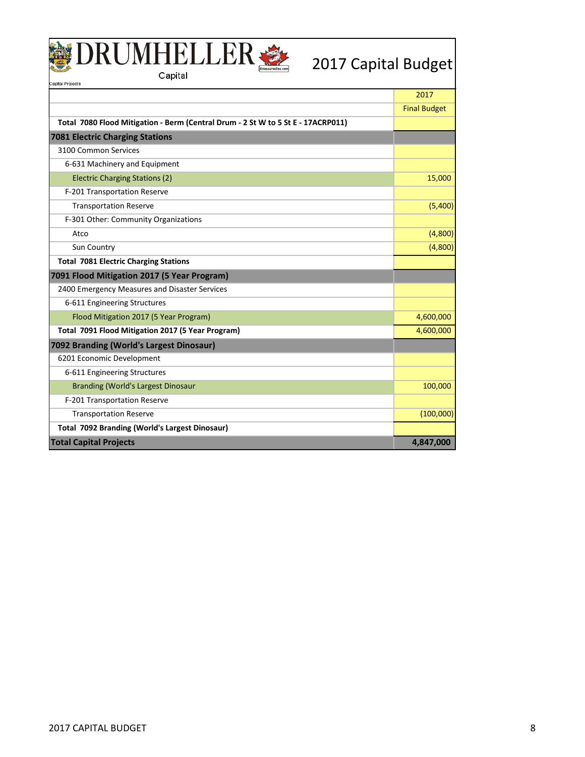# DRUMHELLER 2017 Capital Budget

Capital

Capital Projects

| | 2017 |
|---|---|
| | Final Budget |
| **Total 7080 Flood Mitigation - Berm (Central Drum - 2 St W to 5 St E - 17ACRP011)** | |
| **7081 Electric Charging Stations** | |
| 3100 Common Services | |
| 6-631 Machinery and Equipment | |
| Electric Charging Stations (2) | 15,000 |
| F-201 Transportation Reserve | |
| Transportation Reserve | (5,400) |
| F-301 Other: Community Organizations | |
| Atco | (4,800) |
| Sun Country | (4,800) |
| **Total 7081 Electric Charging Stations** | |
| **7091 Flood Mitigation 2017 (5 Year Program)** | |
| 2400 Emergency Measures and Disaster Services | |
| 6-611 Engineering Structures | |
| Flood Mitigation 2017 (5 Year Program) | 4,600,000 |
| **Total 7091 Flood Mitigation 2017 (5 Year Program)** | 4,600,000 |
| **7092 Branding (World's Largest Dinosaur)** | |
| 6201 Economic Development | |
| 6-611 Engineering Structures | |
| Branding (World's Largest Dinosaur | 100,000 |
| F-201 Transportation Reserve | |
| Transportation Reserve | (100,000) |
| **Total 7092 Branding (World's Largest Dinosaur)** | |
| **Total Capital Projects** | **4,847,000** |